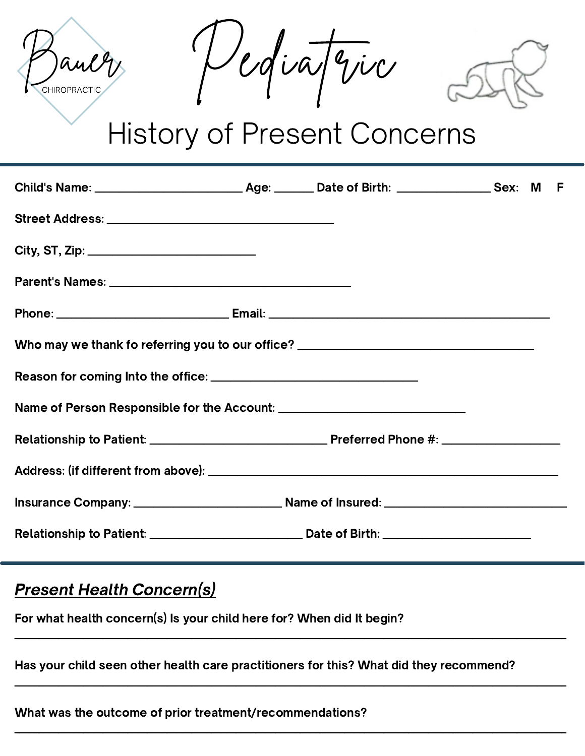Bauer CHIROPRACTIC

# Pediatric

## History of Present Concerns

Child's Name: ______________________ Age: _____ Date of Birth: ______________ Sex: M F

Street Address: __________________________________

City, ST, Zip: _________________________

Parent's Names: ____________________________________

Phone: __________________________ Email: __________________________________________

Who may we thank fo referring you to our office? ___________________________________

Reason for coming Into the office: _______________________________

Name of Person Responsible for the Account: ____________________________

Relationship to Patient: ___________________________ Preferred Phone #: _________________

Address: (if different from above): _____________________________________________________

Insurance Company: ______________________ Name of Insured: __________________________

Relationship to Patient: _______________________ Date of Birth: ______________________

### *Present Health Concern(s)*

For what health concern(s) Is your child here for? When did It begin?

_______________________________________________________________________________________

Has your child seen other health care practitioners for this? What did they recommend?

_______________________________________________________________________________________

What was the outcome of prior treatment/recommendations?

_______________________________________________________________________________________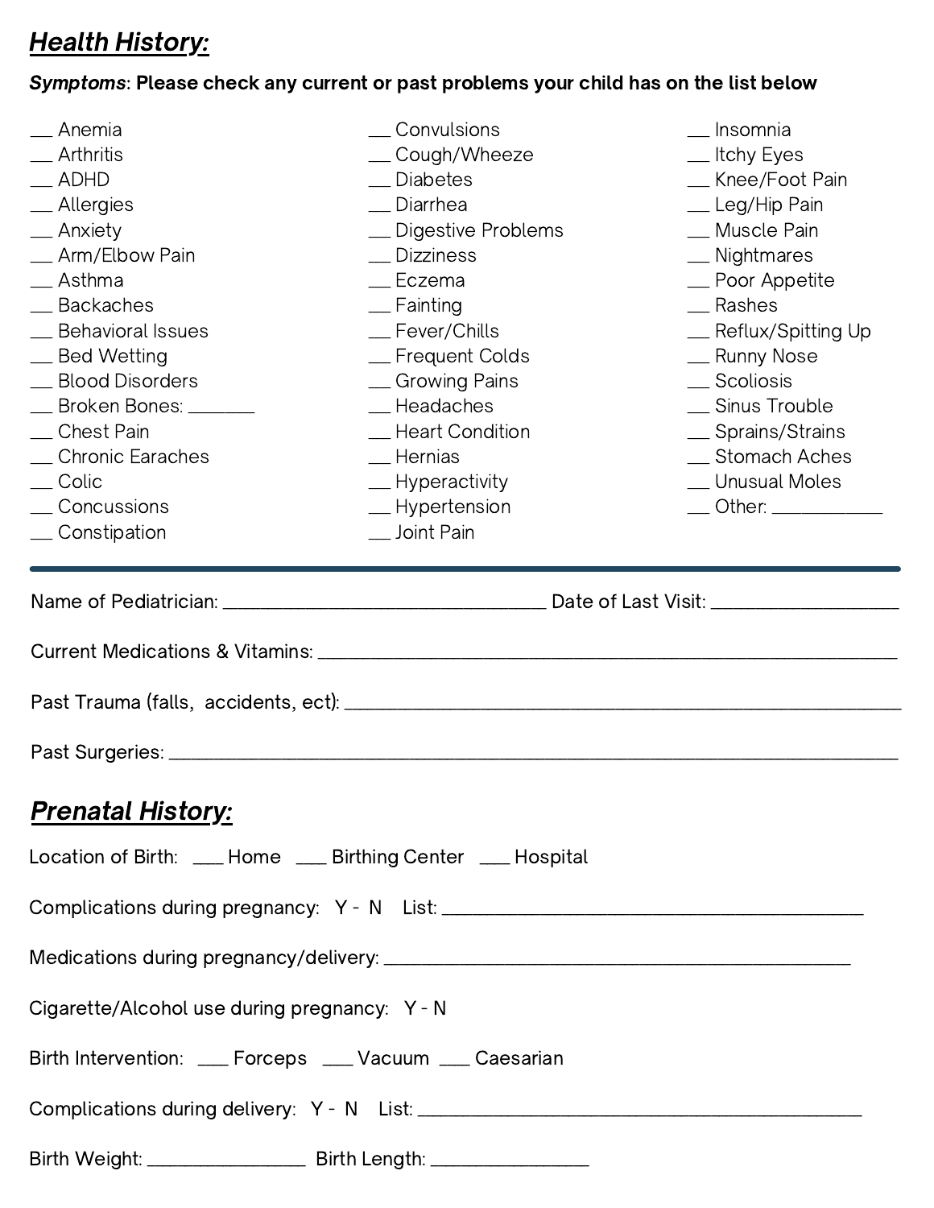## ***Health History:***

***Symptoms*: Please check any current or past problems your child has on the list below**

- ___ Anemia
- ___ Arthritis
- ___ ADHD
- ___ Allergies
- ___ Anxiety
- ___ Arm/Elbow Pain
- ___ Asthma
- ___ Backaches
- ___ Behavioral Issues
- ___ Bed Wetting
- ___ Blood Disorders
- ___ Broken Bones: _______
- ___ Chest Pain
- ___ Chronic Earaches
- ___ Colic
- ___ Concussions
- ___ Constipation
- ___ Convulsions
- ___ Cough/Wheeze
- ___ Diabetes
- ___ Diarrhea
- ___ Digestive Problems
- ___ Dizziness
- ___ Eczema
- ___ Fainting
- ___ Fever/Chills
- ___ Frequent Colds
- ___ Growing Pains
- ___ Headaches
- ___ Heart Condition
- ___ Hernias
- ___ Hyperactivity
- ___ Hypertension
- ___ Joint Pain
- ___ Insomnia
- ___ Itchy Eyes
- ___ Knee/Foot Pain
- ___ Leg/Hip Pain
- ___ Muscle Pain
- ___ Nightmares
- ___ Poor Appetite
- ___ Rashes
- ___ Reflux/Spitting Up
- ___ Runny Nose
- ___ Scoliosis
- ___ Sinus Trouble
- ___ Sprains/Strains
- ___ Stomach Aches
- ___ Unusual Moles
- ___ Other: ___________

---

Name of Pediatrician: ________________________________ Date of Last Visit: __________________

Current Medications & Vitamins: ________________________________________________

Past Trauma (falls, accidents, ect): ________________________________________________

Past Surgeries: ________________________________________________

## ***Prenatal History:***

Location of Birth: ___ Home ___ Birthing Center ___ Hospital

Complications during pregnancy: Y - N List: ______________________________________

Medications during pregnancy/delivery: ______________________________________

Cigarette/Alcohol use during pregnancy: Y - N

Birth Intervention: ___ Forceps ___ Vacuum ___ Caesarian

Complications during delivery: Y - N List: ______________________________________

Birth Weight: _______________ Birth Length: _______________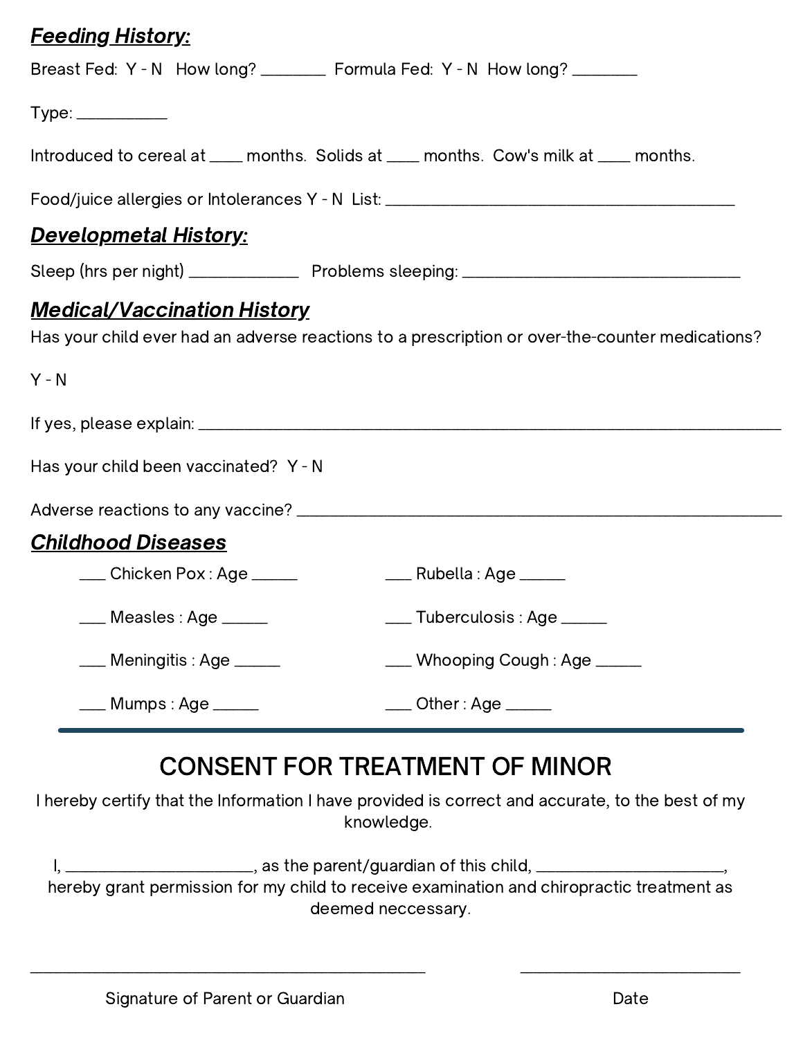## ***Feeding History:***

Breast Fed: Y - N How long? ________ Formula Fed: Y - N How long? ________

Type: ___________

Introduced to cereal at ____ months. Solids at ____ months. Cow's milk at ____ months.

Food/juice allergies or Intolerances Y - N List: ___________________________________________

## ***Developmetal History:***

Sleep (hrs per night) _____________ Problems sleeping: __________________________________

## ***Medical/Vaccination History***

Has your child ever had an adverse reactions to a prescription or over-the-counter medications?

Y - N

If yes, please explain: ______________________________________________________________________

Has your child been vaccinated? Y - N

Adverse reactions to any vaccine? ____________________________________________________________

## ***Childhood Diseases***

___ Chicken Pox : Age ______

___ Measles : Age ______

___ Meningitis : Age ______

___ Mumps : Age ______

___ Rubella : Age ______

___ Tuberculosis : Age ______

___ Whooping Cough : Age ______

___ Other : Age ______

---

# CONSENT FOR TREATMENT OF MINOR

I hereby certify that the Information I have provided is correct and accurate, to the best of my knowledge.

I, ______________________, as the parent/guardian of this child, ______________________, hereby grant permission for my child to receive examination and chiropractic treatment as deemed neccessary.

______________________________________________ ___________________________

Signature of Parent or Guardian Date